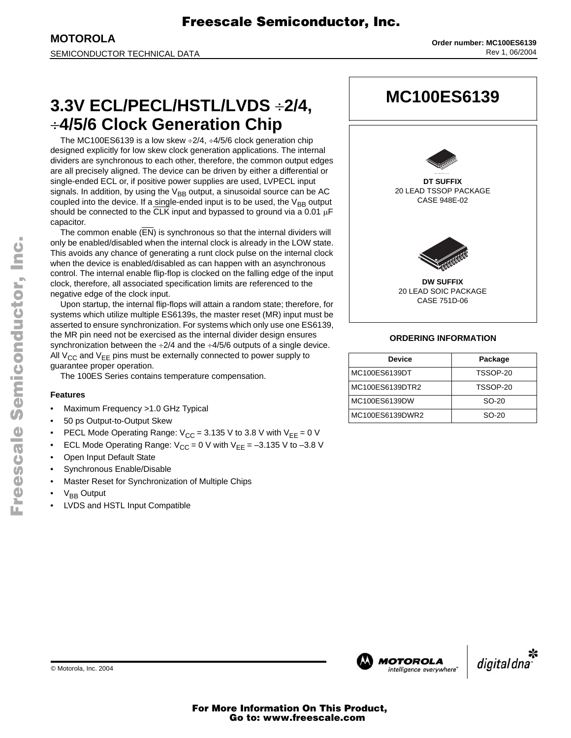MOTOROLA

SEMICONDUCTOR TECHNICAL DATA

Order number: MC100ES6139
Rev 1, 06/2004

# 3.3V ECL/PECL/HSTL/LVDS ÷2/4, ÷4/5/6 Clock Generation Chip

## MC100ES6139

DT SUFFIX
20 LEAD TSSOP PACKAGE
CASE 948E-02

DW SUFFIX
20 LEAD SOIC PACKAGE
CASE 751D-06

The MC100ES6139 is a low skew ÷2/4, ÷4/5/6 clock generation chip designed explicitly for low skew clock generation applications. The internal dividers are synchronous to each other, therefore, the common output edges are all precisely aligned. The device can be driven by either a differential or single-ended ECL or, if positive power supplies are used, LVPECL input signals. In addition, by using the $V_{BB}$ output, a sinusoidal source can be AC coupled into the device. If a single-ended input is to be used, the $V_{BB}$ output should be connected to the $\overline{CLK}$ input and bypassed to ground via a 0.01 μF capacitor.

The common enable ($\overline{EN}$) is synchronous so that the internal dividers will only be enabled/disabled when the internal clock is already in the LOW state. This avoids any chance of generating a runt clock pulse on the internal clock when the device is enabled/disabled as can happen with an asynchronous control. The internal enable flip-flop is clocked on the falling edge of the input clock, therefore, all associated specification limits are referenced to the negative edge of the clock input.

Upon startup, the internal flip-flops will attain a random state; therefore, for systems which utilize multiple ES6139s, the master reset (MR) input must be asserted to ensure synchronization. For systems which only use one ES6139, the MR pin need not be exercised as the internal divider design ensures synchronization between the ÷2/4 and the ÷4/5/6 outputs of a single device. All $V_{CC}$ and $V_{EE}$ pins must be externally connected to power supply to guarantee proper operation.

The 100ES Series contains temperature compensation.

**Features**

- Maximum Frequency >1.0 GHz Typical
- 50 ps Output-to-Output Skew
- PECL Mode Operating Range: $V_{CC}$ = 3.135 V to 3.8 V with $V_{EE}$ = 0 V
- ECL Mode Operating Range: $V_{CC}$ = 0 V with $V_{EE}$ = –3.135 V to –3.8 V
- Open Input Default State
- Synchronous Enable/Disable
- Master Reset for Synchronization of Multiple Chips
- $V_{BB}$ Output
- LVDS and HSTL Input Compatible

**ORDERING INFORMATION**

| Device | Package |
|---|---|
| MC100ES6139DT | TSSOP-20 |
| MC100ES6139DTR2 | TSSOP-20 |
| MC100ES6139DW | SO-20 |
| MC100ES6139DWR2 | SO-20 |

© Motorola, Inc. 2004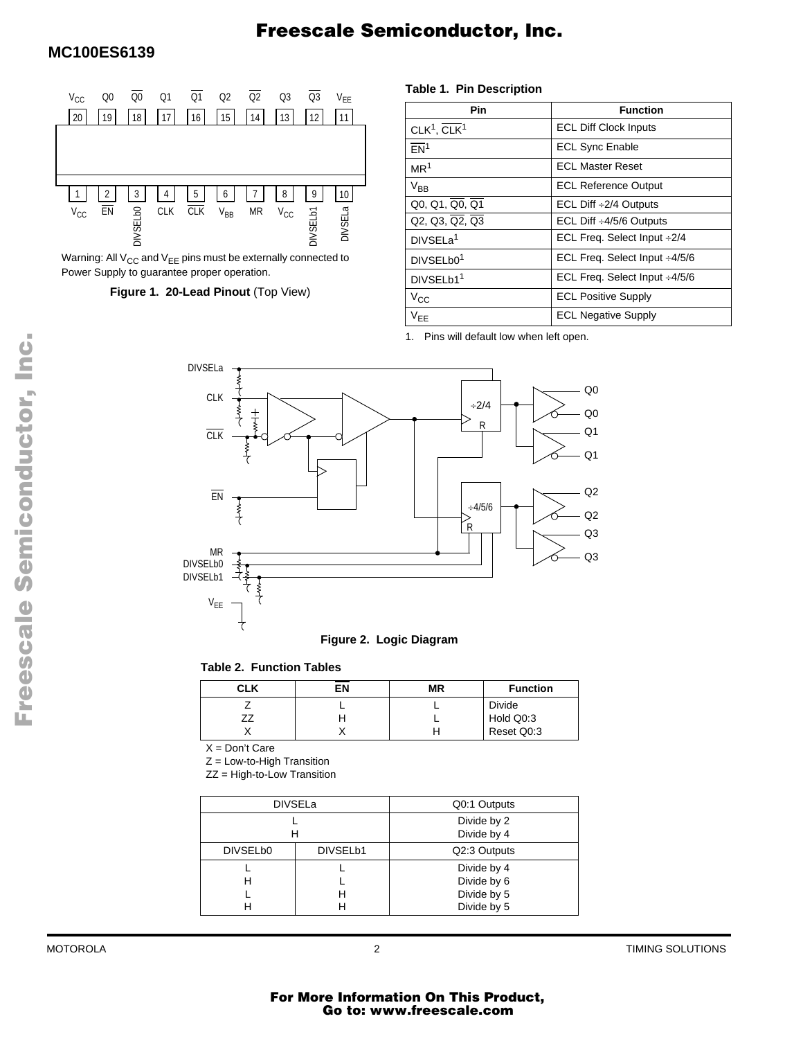# MC100ES6139

Warning: All $V_{CC}$ and $V_{EE}$ pins must be externally connected to Power Supply to guarantee proper operation.

**Figure 1. 20-Lead Pinout** (Top View)

**Table 1. Pin Description**

| Pin | Function |
| --- | --- |
| CLK[1], $\overline{CLK}$[1] | ECL Diff Clock Inputs |
| $\overline{EN}$[1] | ECL Sync Enable |
| MR[1] | ECL Master Reset |
| $V_{BB}$ | ECL Reference Output |
| Q0, Q1, $\overline{Q0}$, $\overline{Q1}$ | ECL Diff ÷2/4 Outputs |
| Q2, Q3, $\overline{Q2}$, $\overline{Q3}$ | ECL Diff ÷4/5/6 Outputs |
| DIVSELa[1] | ECL Freq. Select Input ÷2/4 |
| DIVSELb0[1] | ECL Freq. Select Input ÷4/5/6 |
| DIVSELb1[1] | ECL Freq. Select Input ÷4/5/6 |
| $V_{CC}$ | ECL Positive Supply |
| $V_{EE}$ | ECL Negative Supply |

1. Pins will default low when left open.

**Figure 2. Logic Diagram**

**Table 2. Function Tables**

| CLK | $\overline{EN}$ | MR | Function |
| --- | --- | --- | --- |
| Z | L | L | Divide |
| ZZ | H | L | Hold Q0:3 |
| X | X | H | Reset Q0:3 |

X = Don't Care

Z = Low-to-High Transition

ZZ = High-to-Low Transition

| DIVSELa | Q0:1 Outputs |
| --- | --- |
| L | Divide by 2 |
| H | Divide by 4 |

| DIVSELb0 | DIVSELb1 | Q2:3 Outputs |
| --- | --- | --- |
| L | L | Divide by 4 |
| H | L | Divide by 6 |
| L | H | Divide by 5 |
| H | H | Divide by 5 |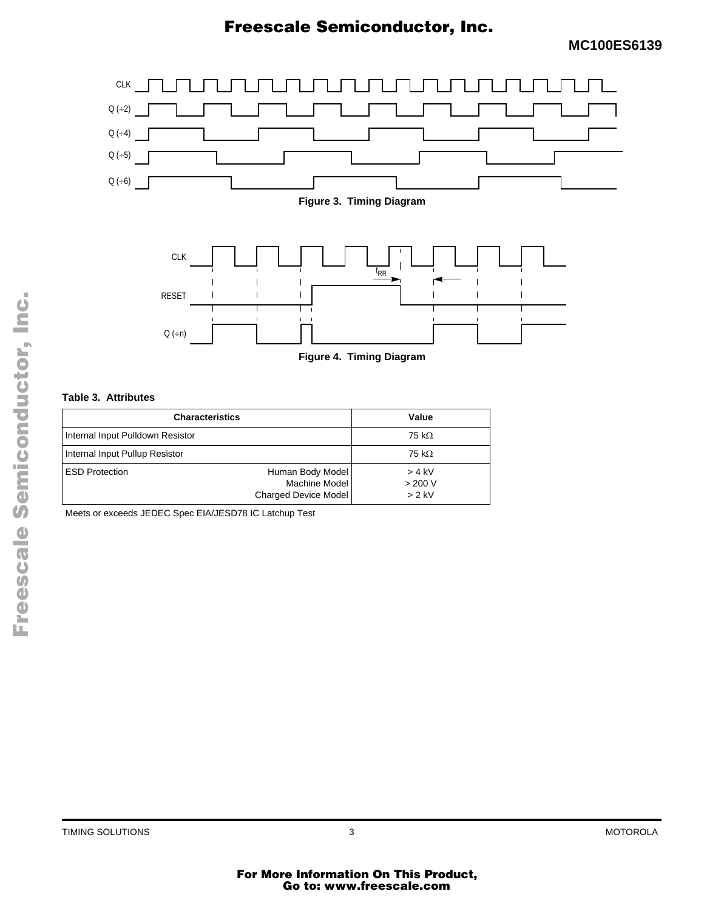Figure 3. Timing Diagram

Figure 4. Timing Diagram

**Table 3. Attributes**

| Characteristics | | Value |
|---|---|---|
| Internal Input Pulldown Resistor | | 75 kΩ |
| Internal Input Pullup Resistor | | 75 kΩ |
| ESD Protection | Human Body Model<br>Machine Model<br>Charged Device Model | > 4 kV<br>> 200 V<br>> 2 kV |

Meets or exceeds JEDEC Spec EIA/JESD78 IC Latchup Test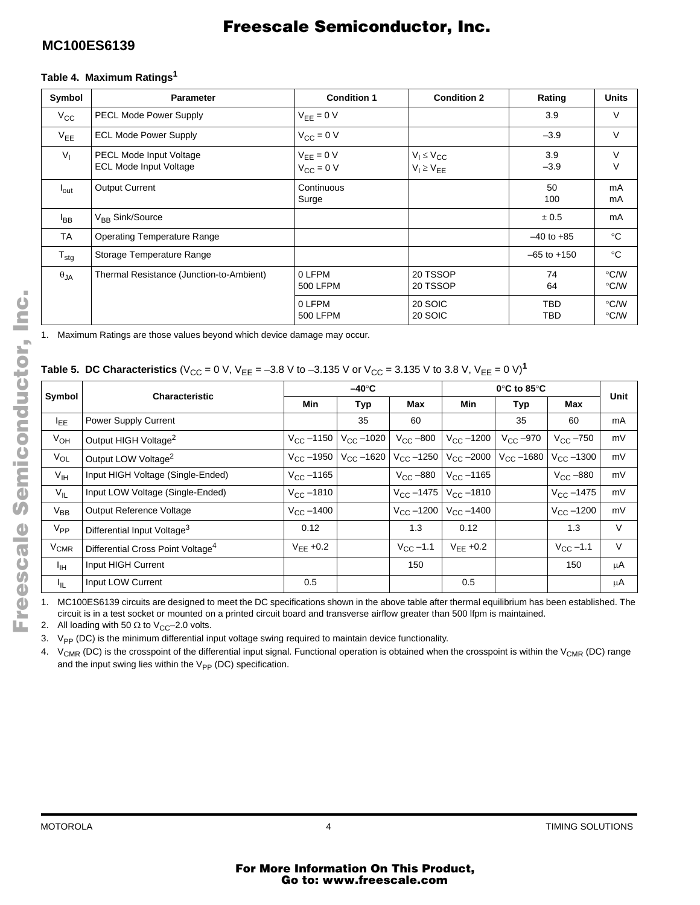### Table 4. Maximum Ratings[1]

| Symbol | Parameter | Condition 1 | Condition 2 | Rating | Units |
|---|---|---|---|---|---|
| $V_{CC}$ | PECL Mode Power Supply | $V_{EE}$ = 0 V | | 3.9 | V |
| $V_{EE}$ | ECL Mode Power Supply | $V_{CC}$ = 0 V | | –3.9 | V |
| $V_I$ | PECL Mode Input Voltage<br>ECL Mode Input Voltage | $V_{EE}$ = 0 V<br>$V_{CC}$ = 0 V | $V_I \le V_{CC}$<br>$V_I \ge V_{EE}$ | 3.9<br>–3.9 | V<br>V |
| $I_{out}$ | Output Current | Continuous<br>Surge | | 50<br>100 | mA<br>mA |
| $I_{BB}$ | $V_{BB}$ Sink/Source | | | ± 0.5 | mA |
| TA | Operating Temperature Range | | | –40 to +85 | °C |
| $T_{stg}$ | Storage Temperature Range | | | –65 to +150 | °C |
| $\theta_{JA}$ | Thermal Resistance (Junction-to-Ambient) | 0 LFPM<br>500 LFPM | 20 TSSOP<br>20 TSSOP | 74<br>64 | °C/W<br>°C/W |
| | | 0 LFPM<br>500 LFPM | 20 SOIC<br>20 SOIC | TBD<br>TBD | °C/W<br>°C/W |

1. Maximum Ratings are those values beyond which device damage may occur.

### Table 5. DC Characteristics ($V_{CC}$ = 0 V, $V_{EE}$ = –3.8 V to –3.135 V or $V_{CC}$ = 3.135 V to 3.8 V, $V_{EE}$ = 0 V)[1]

| Symbol | Characteristic | –40°C | | | 0°C to 85°C | | | Unit |
|---|---|---|---|---|---|---|---|---|
| | | Min | Typ | Max | Min | Typ | Max | |
| $I_{EE}$ | Power Supply Current | | 35 | 60 | | 35 | 60 | mA |
| $V_{OH}$ | Output HIGH Voltage[2] | $V_{CC}$ –1150 | $V_{CC}$ –1020 | $V_{CC}$ –800 | $V_{CC}$ –1200 | $V_{CC}$ –970 | $V_{CC}$ –750 | mV |
| $V_{OL}$ | Output LOW Voltage[2] | $V_{CC}$ –1950 | $V_{CC}$ –1620 | $V_{CC}$ –1250 | $V_{CC}$ –2000 | $V_{CC}$ –1680 | $V_{CC}$ –1300 | mV |
| $V_{IH}$ | Input HIGH Voltage (Single-Ended) | $V_{CC}$ –1165 | | $V_{CC}$ –880 | $V_{CC}$ –1165 | | $V_{CC}$ –880 | mV |
| $V_{IL}$ | Input LOW Voltage (Single-Ended) | $V_{CC}$ –1810 | | $V_{CC}$ –1475 | $V_{CC}$ –1810 | | $V_{CC}$ –1475 | mV |
| $V_{BB}$ | Output Reference Voltage | $V_{CC}$ –1400 | | $V_{CC}$ –1200 | $V_{CC}$ –1400 | | $V_{CC}$ –1200 | mV |
| $V_{PP}$ | Differential Input Voltage[3] | 0.12 | | 1.3 | 0.12 | | 1.3 | V |
| $V_{CMR}$ | Differential Cross Point Voltage[4] | $V_{EE}$ +0.2 | | $V_{CC}$ –1.1 | $V_{EE}$ +0.2 | | $V_{CC}$ –1.1 | V |
| $I_{IH}$ | Input HIGH Current | | | 150 | | | 150 | μA |
| $I_{IL}$ | Input LOW Current | 0.5 | | | 0.5 | | | μA |

1. MC100ES6139 circuits are designed to meet the DC specifications shown in the above table after thermal equilibrium has been established. The circuit is in a test socket or mounted on a printed circuit board and transverse airflow greater than 500 lfpm is maintained.
2. All loading with 50 Ω to $V_{CC}$–2.0 volts.
3. $V_{PP}$ (DC) is the minimum differential input voltage swing required to maintain device functionality.
4. $V_{CMR}$ (DC) is the crosspoint of the differential input signal. Functional operation is obtained when the crosspoint is within the $V_{CMR}$ (DC) range and the input swing lies within the $V_{PP}$ (DC) specification.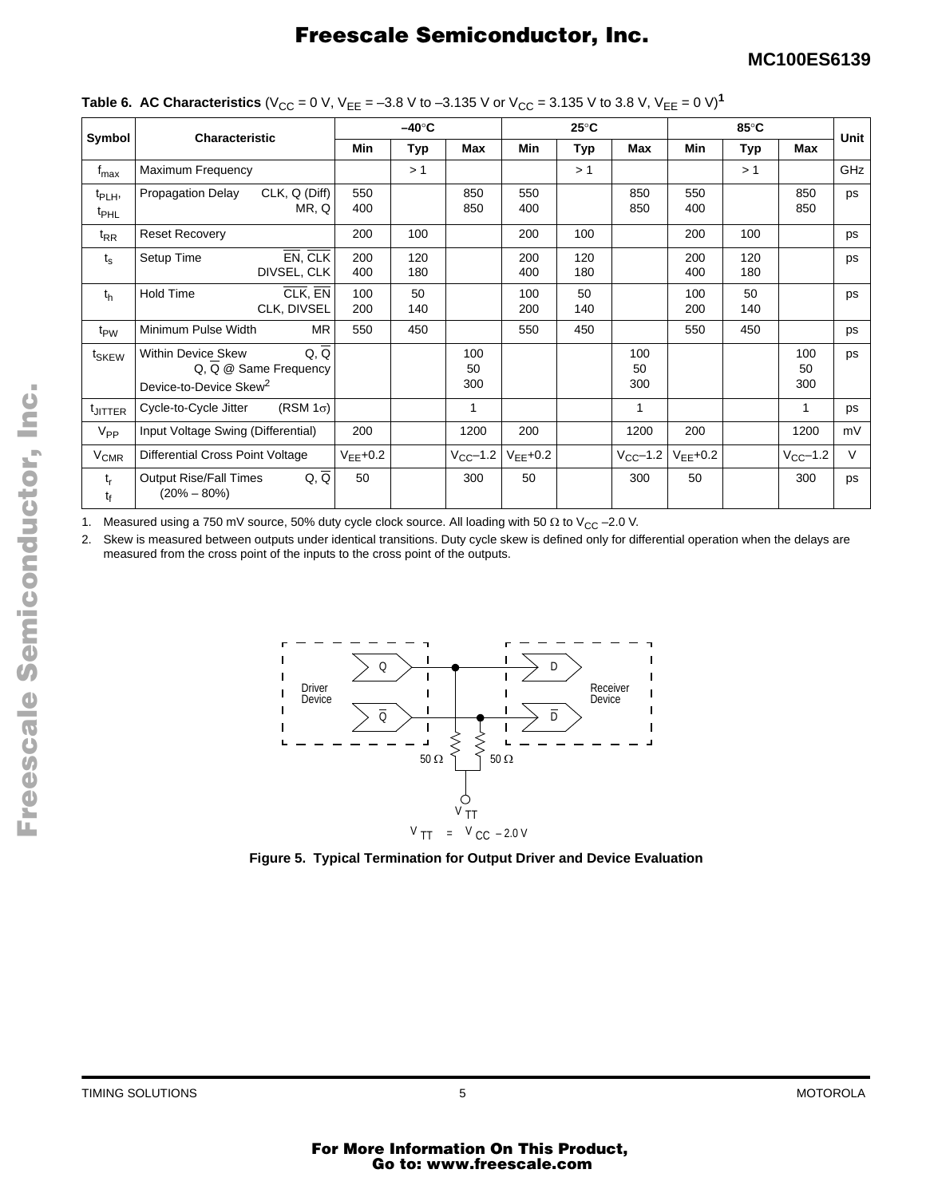**Table 6. AC Characteristics** ($V_{CC}$ = 0 V, $V_{EE}$ = –3.8 V to –3.135 V or $V_{CC}$ = 3.135 V to 3.8 V, $V_{EE}$ = 0 V)[1]

| Symbol | Characteristic | –40°C | | | 25°C | | | 85°C | | | Unit |
|---|---|---|---|---|---|---|---|---|---|---|---|
| | | Min | Typ | Max | Min | Typ | Max | Min | Typ | Max | |
| $f_{max}$ | Maximum Frequency | | > 1 | | | > 1 | | | > 1 | | GHz |
| $t_{PLH}$, $t_{PHL}$ | Propagation Delay CLK, Q (Diff) / MR, Q | 550 / 400 | | 850 / 850 | 550 / 400 | | 850 / 850 | 550 / 400 | | 850 / 850 | ps |
| $t_{RR}$ | Reset Recovery | 200 | 100 | | 200 | 100 | | 200 | 100 | | ps |
| $t_s$ | Setup Time $\overline{EN}$, $\overline{CLK}$ / DIVSEL, CLK | 200 / 400 | 120 / 180 | | 200 / 400 | 120 / 180 | | 200 / 400 | 120 / 180 | | ps |
| $t_h$ | Hold Time $\overline{CLK}$, $\overline{EN}$ / CLK, DIVSEL | 100 / 200 | 50 / 140 | | 100 / 200 | 50 / 140 | | 100 / 200 | 50 / 140 | | ps |
| $t_{PW}$ | Minimum Pulse Width MR | 550 | 450 | | 550 | 450 | | 550 | 450 | | ps |
| $t_{SKEW}$ | Within Device Skew Q, $\overline{Q}$ / Q, $\overline{Q}$ @ Same Frequency / Device-to-Device Skew[2] | | | 100 / 50 / 300 | | | 100 / 50 / 300 | | | 100 / 50 / 300 | ps |
| $t_{JITTER}$ | Cycle-to-Cycle Jitter (RSM 1σ) | | | 1 | | | 1 | | | 1 | ps |
| $V_{PP}$ | Input Voltage Swing (Differential) | 200 | | 1200 | 200 | | 1200 | 200 | | 1200 | mV |
| $V_{CMR}$ | Differential Cross Point Voltage | $V_{EE}$+0.2 | | $V_{CC}$–1.2 | $V_{EE}$+0.2 | | $V_{CC}$–1.2 | $V_{EE}$+0.2 | | $V_{CC}$–1.2 | V |
| $t_r$, $t_f$ | Output Rise/Fall Times Q, $\overline{Q}$ (20% – 80%) | 50 | | 300 | 50 | | 300 | 50 | | 300 | ps |

1. Measured using a 750 mV source, 50% duty cycle clock source. All loading with 50 Ω to $V_{CC}$ –2.0 V.
2. Skew is measured between outputs under identical transitions. Duty cycle skew is defined only for differential operation when the delays are measured from the cross point of the inputs to the cross point of the outputs.

Driver Device — Q, $\overline{Q}$ → Receiver Device — D, $\overline{D}$; 50 Ω, 50 Ω to $V_{TT}$

$V_{TT} = V_{CC} - 2.0$ V

**Figure 5. Typical Termination for Output Driver and Device Evaluation**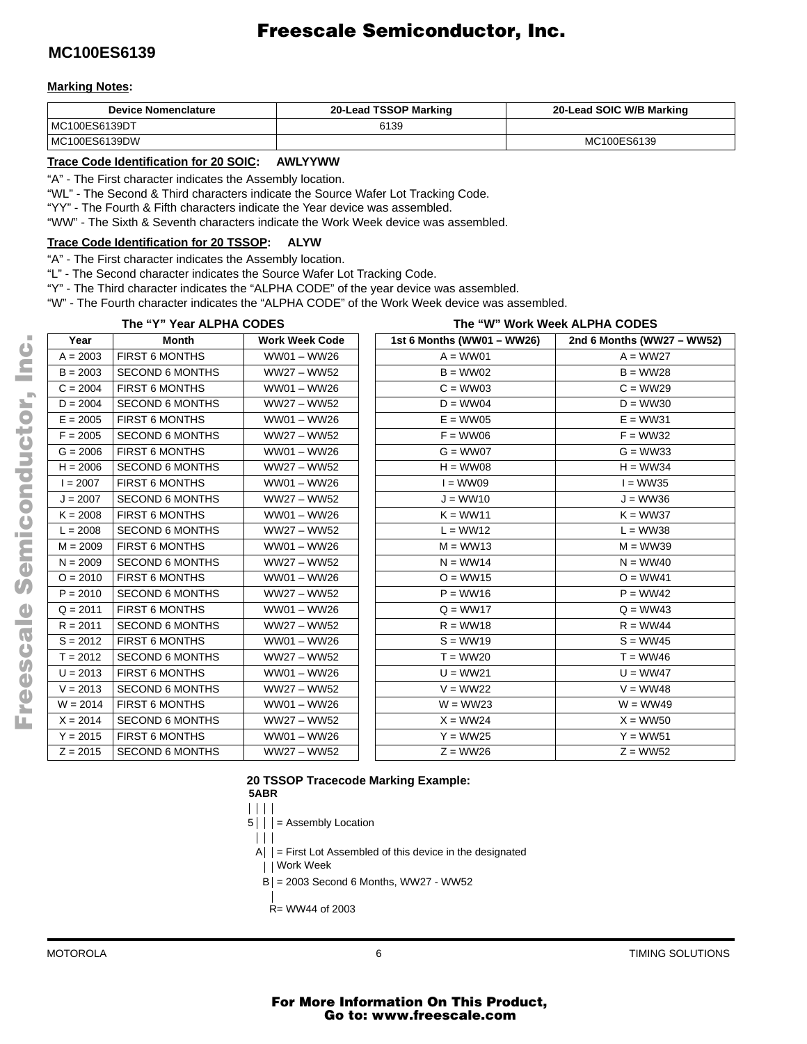**Marking Notes:**

| Device Nomenclature | 20-Lead TSSOP Marking | 20-Lead SOIC W/B Marking |
|---|---|---|
| MC100ES6139DT | 6139 | |
| MC100ES6139DW | | MC100ES6139 |

**Trace Code Identification for 20 SOIC:** **AWLYYWW**

"A" - The First character indicates the Assembly location.
"WL" - The Second & Third characters indicate the Source Wafer Lot Tracking Code.
"YY" - The Fourth & Fifth characters indicate the Year device was assembled.
"WW" - The Sixth & Seventh characters indicate the Work Week device was assembled.

**Trace Code Identification for 20 TSSOP:** **ALYW**

"A" - The First character indicates the Assembly location.
"L" - The Second character indicates the Source Wafer Lot Tracking Code.
"Y" - The Third character indicates the "ALPHA CODE" of the year device was assembled.
"W" - The Fourth character indicates the "ALPHA CODE" of the Work Week device was assembled.

**The "Y" Year ALPHA CODES**

| Year | Month | Work Week Code |
|---|---|---|
| A = 2003 | FIRST 6 MONTHS | WW01 – WW26 |
| B = 2003 | SECOND 6 MONTHS | WW27 – WW52 |
| C = 2004 | FIRST 6 MONTHS | WW01 – WW26 |
| D = 2004 | SECOND 6 MONTHS | WW27 – WW52 |
| E = 2005 | FIRST 6 MONTHS | WW01 – WW26 |
| F = 2005 | SECOND 6 MONTHS | WW27 – WW52 |
| G = 2006 | FIRST 6 MONTHS | WW01 – WW26 |
| H = 2006 | SECOND 6 MONTHS | WW27 – WW52 |
| I = 2007 | FIRST 6 MONTHS | WW01 – WW26 |
| J = 2007 | SECOND 6 MONTHS | WW27 – WW52 |
| K = 2008 | FIRST 6 MONTHS | WW01 – WW26 |
| L = 2008 | SECOND 6 MONTHS | WW27 – WW52 |
| M = 2009 | FIRST 6 MONTHS | WW01 – WW26 |
| N = 2009 | SECOND 6 MONTHS | WW27 – WW52 |
| O = 2010 | FIRST 6 MONTHS | WW01 – WW26 |
| P = 2010 | SECOND 6 MONTHS | WW27 – WW52 |
| Q = 2011 | FIRST 6 MONTHS | WW01 – WW26 |
| R = 2011 | SECOND 6 MONTHS | WW27 – WW52 |
| S = 2012 | FIRST 6 MONTHS | WW01 – WW26 |
| T = 2012 | SECOND 6 MONTHS | WW27 – WW52 |
| U = 2013 | FIRST 6 MONTHS | WW01 – WW26 |
| V = 2013 | SECOND 6 MONTHS | WW27 – WW52 |
| W = 2014 | FIRST 6 MONTHS | WW01 – WW26 |
| X = 2014 | SECOND 6 MONTHS | WW27 – WW52 |
| Y = 2015 | FIRST 6 MONTHS | WW01 – WW26 |
| Z = 2015 | SECOND 6 MONTHS | WW27 – WW52 |

**The "W" Work Week ALPHA CODES**

| 1st 6 Months (WW01 – WW26) | 2nd 6 Months (WW27 – WW52) |
|---|---|
| A = WW01 | A = WW27 |
| B = WW02 | B = WW28 |
| C = WW03 | C = WW29 |
| D = WW04 | D = WW30 |
| E = WW05 | E = WW31 |
| F = WW06 | F = WW32 |
| G = WW07 | G = WW33 |
| H = WW08 | H = WW34 |
| I = WW09 | I = WW35 |
| J = WW10 | J = WW36 |
| K = WW11 | K = WW37 |
| L = WW12 | L = WW38 |
| M = WW13 | M = WW39 |
| N = WW14 | N = WW40 |
| O = WW15 | O = WW41 |
| P = WW16 | P = WW42 |
| Q = WW17 | Q = WW43 |
| R = WW18 | R = WW44 |
| S = WW19 | S = WW45 |
| T = WW20 | T = WW46 |
| U = WW21 | U = WW47 |
| V = WW22 | V = WW48 |
| W = WW23 | W = WW49 |
| X = WW24 | X = WW50 |
| Y = WW25 | Y = WW51 |
| Z = WW26 | Z = WW52 |

**20 TSSOP Tracecode Marking Example:**

**5ABR**

- 5 = Assembly Location
- A = First Lot Assembled of this device in the designated Work Week
- B = 2003 Second 6 Months, WW27 - WW52
- R= WW44 of 2003

**For More Information On This Product, Go to: www.freescale.com**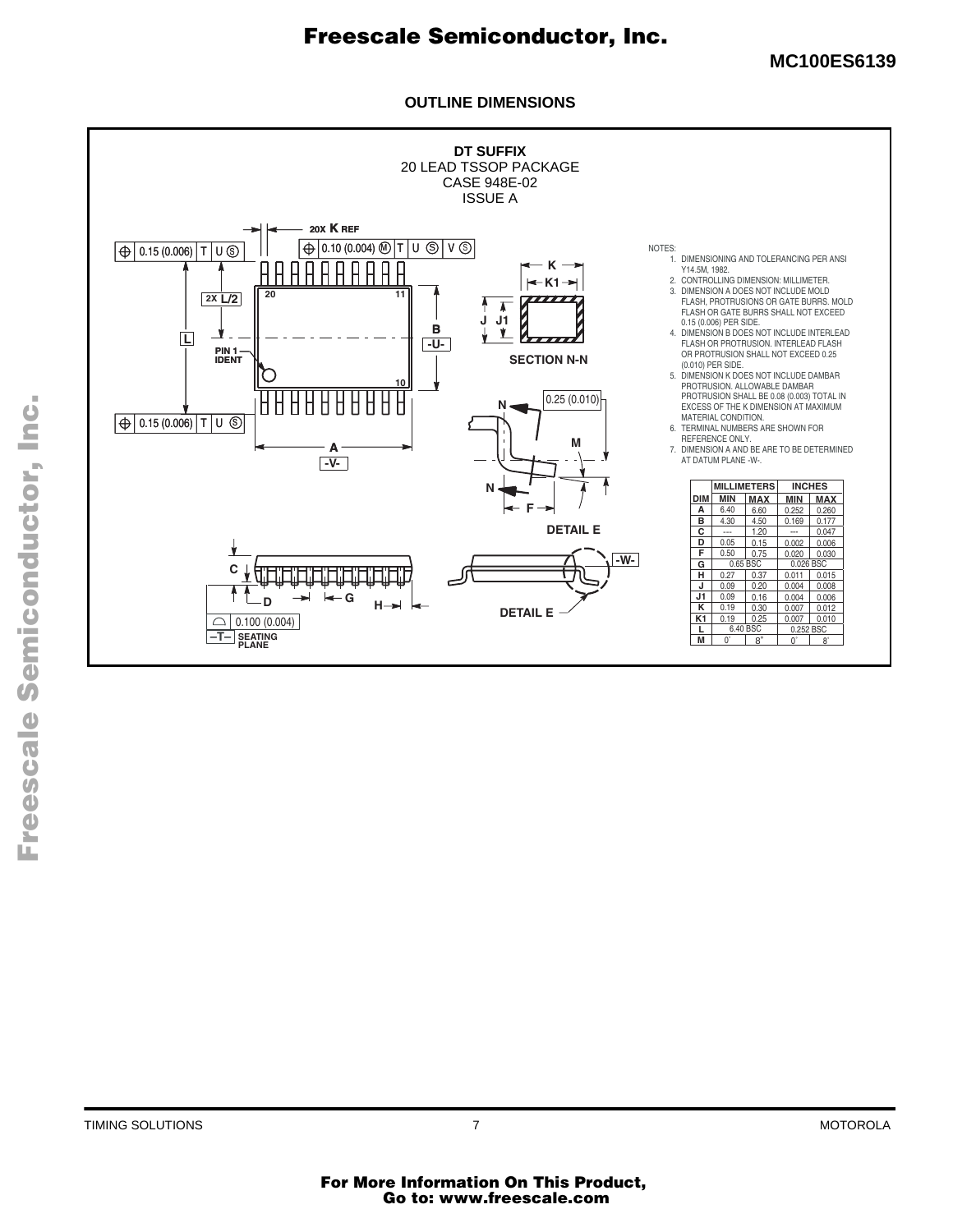## OUTLINE DIMENSIONS

**DT SUFFIX**
20 LEAD TSSOP PACKAGE
CASE 948E-02
ISSUE A

NOTES:

1. DIMENSIONING AND TOLERANCING PER ANSI Y14.5M, 1982.
2. CONTROLLING DIMENSION: MILLIMETER.
3. DIMENSION A DOES NOT INCLUDE MOLD FLASH, PROTRUSIONS OR GATE BURRS. MOLD FLASH OR GATE BURRS SHALL NOT EXCEED 0.15 (0.006) PER SIDE.
4. DIMENSION B DOES NOT INCLUDE INTERLEAD FLASH OR PROTRUSION. INTERLEAD FLASH OR PROTRUSION SHALL NOT EXCEED 0.25 (0.010) PER SIDE.
5. DIMENSION K DOES NOT INCLUDE DAMBAR PROTRUSION. ALLOWABLE DAMBAR PROTRUSION SHALL BE 0.08 (0.003) TOTAL IN EXCESS OF THE K DIMENSION AT MAXIMUM MATERIAL CONDITION.
6. TERMINAL NUMBERS ARE SHOWN FOR REFERENCE ONLY.
7. DIMENSION A AND BE ARE TO BE DETERMINED AT DATUM PLANE -W-.

| DIM | MILLIMETERS MIN | MILLIMETERS MAX | INCHES MIN | INCHES MAX |
|---|---|---|---|---|
| A | 6.40 | 6.60 | 0.252 | 0.260 |
| B | 4.30 | 4.50 | 0.169 | 0.177 |
| C | --- | 1.20 | --- | 0.047 |
| D | 0.05 | 0.15 | 0.002 | 0.006 |
| F | 0.50 | 0.75 | 0.020 | 0.030 |
| G | 0.65 BSC | | 0.026 BSC | |
| H | 0.27 | 0.37 | 0.011 | 0.015 |
| J | 0.09 | 0.20 | 0.004 | 0.008 |
| J1 | 0.09 | 0.16 | 0.004 | 0.006 |
| K | 0.19 | 0.30 | 0.007 | 0.012 |
| K1 | 0.19 | 0.25 | 0.007 | 0.010 |
| L | 6.40 BSC | | 0.252 BSC | |
| M | 0° | 8° | 0° | 8° |

For More Information On This Product,
Go to: www.freescale.com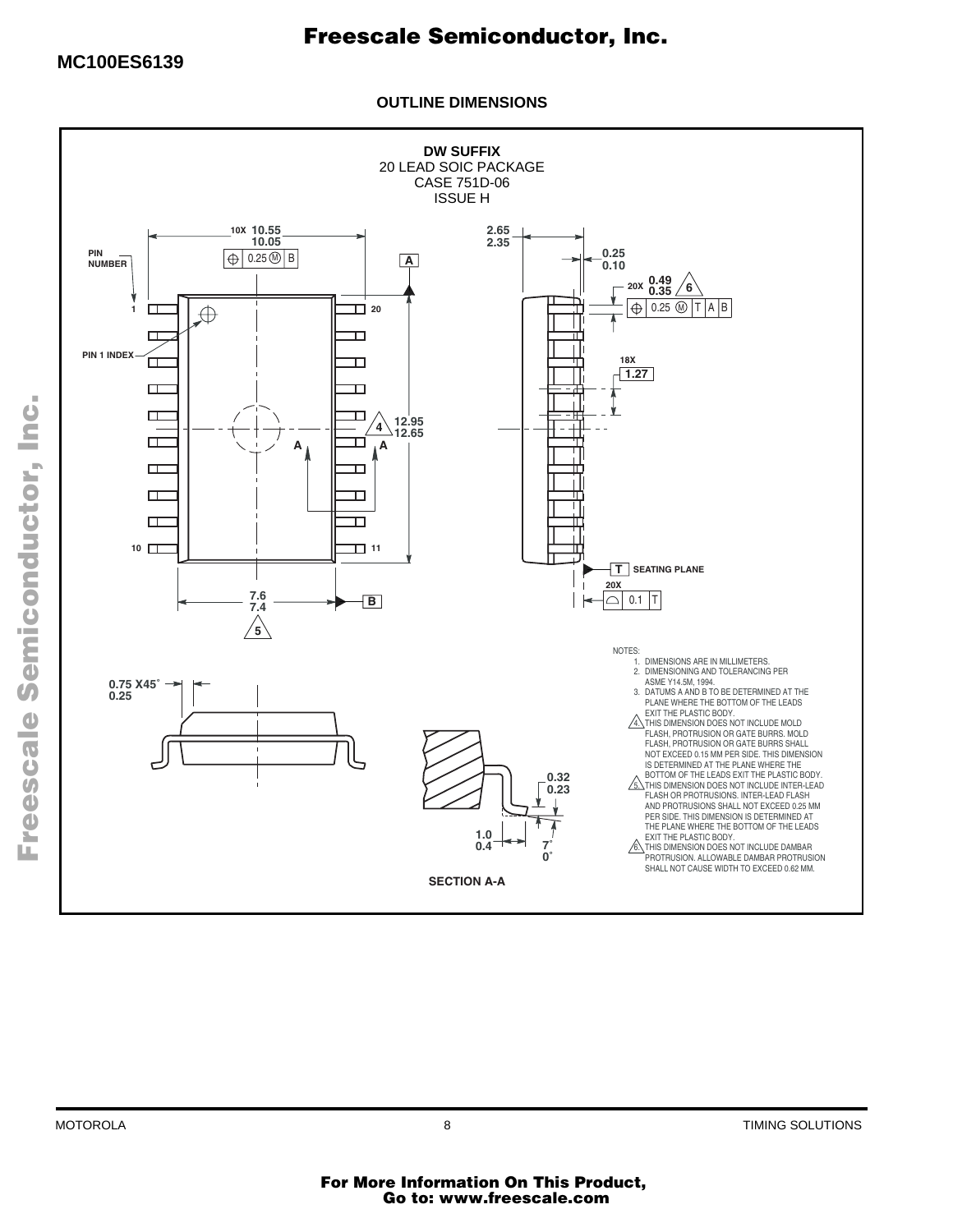## OUTLINE DIMENSIONS

**DW SUFFIX**
20 LEAD SOIC PACKAGE
CASE 751D-06
ISSUE H

NOTES:

1. DIMENSIONS ARE IN MILLIMETERS.
2. DIMENSIONING AND TOLERANCING PER ASME Y14.5M, 1994.
3. DATUMS A AND B TO BE DETERMINED AT THE PLANE WHERE THE BOTTOM OF THE LEADS EXIT THE PLASTIC BODY.
4. THIS DIMENSION DOES NOT INCLUDE MOLD FLASH, PROTRUSION OR GATE BURRS. MOLD FLASH, PROTRUSION OR GATE BURRS SHALL NOT EXCEED 0.15 MM PER SIDE. THIS DIMENSION IS DETERMINED AT THE PLANE WHERE THE BOTTOM OF THE LEADS EXIT THE PLASTIC BODY.
5. THIS DIMENSION DOES NOT INCLUDE INTER-LEAD FLASH OR PROTRUSIONS. INTER-LEAD FLASH AND PROTRUSIONS SHALL NOT EXCEED 0.25 MM PER SIDE. THIS DIMENSION IS DETERMINED AT THE PLANE WHERE THE BOTTOM OF THE LEADS EXIT THE PLASTIC BODY.
6. THIS DIMENSION DOES NOT INCLUDE DAMBAR PROTRUSION. ALLOWABLE DAMBAR PROTRUSION SHALL NOT CAUSE WIDTH TO EXCEED 0.62 MM.

**SECTION A-A**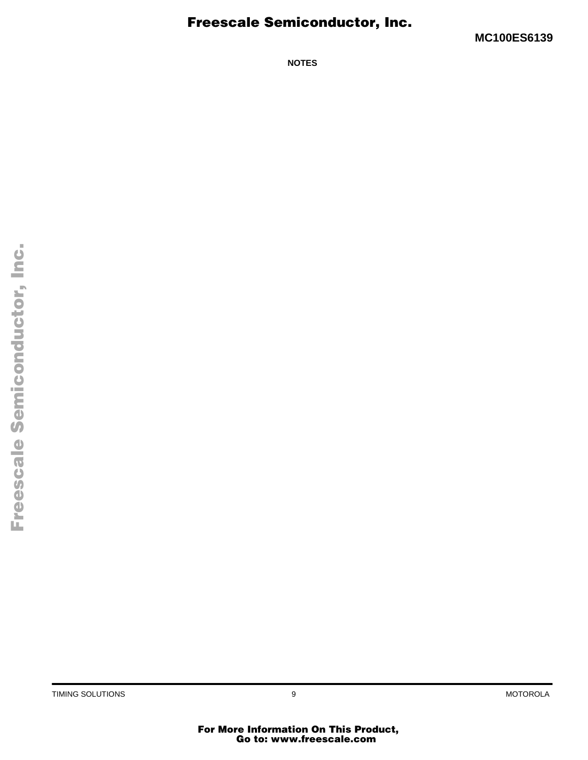**NOTES**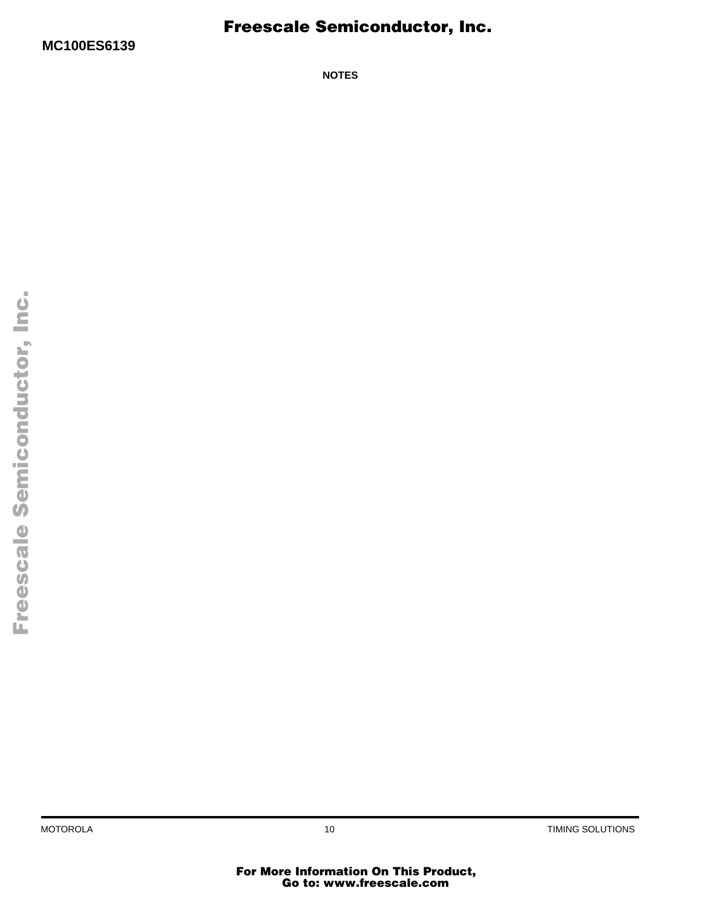**NOTES**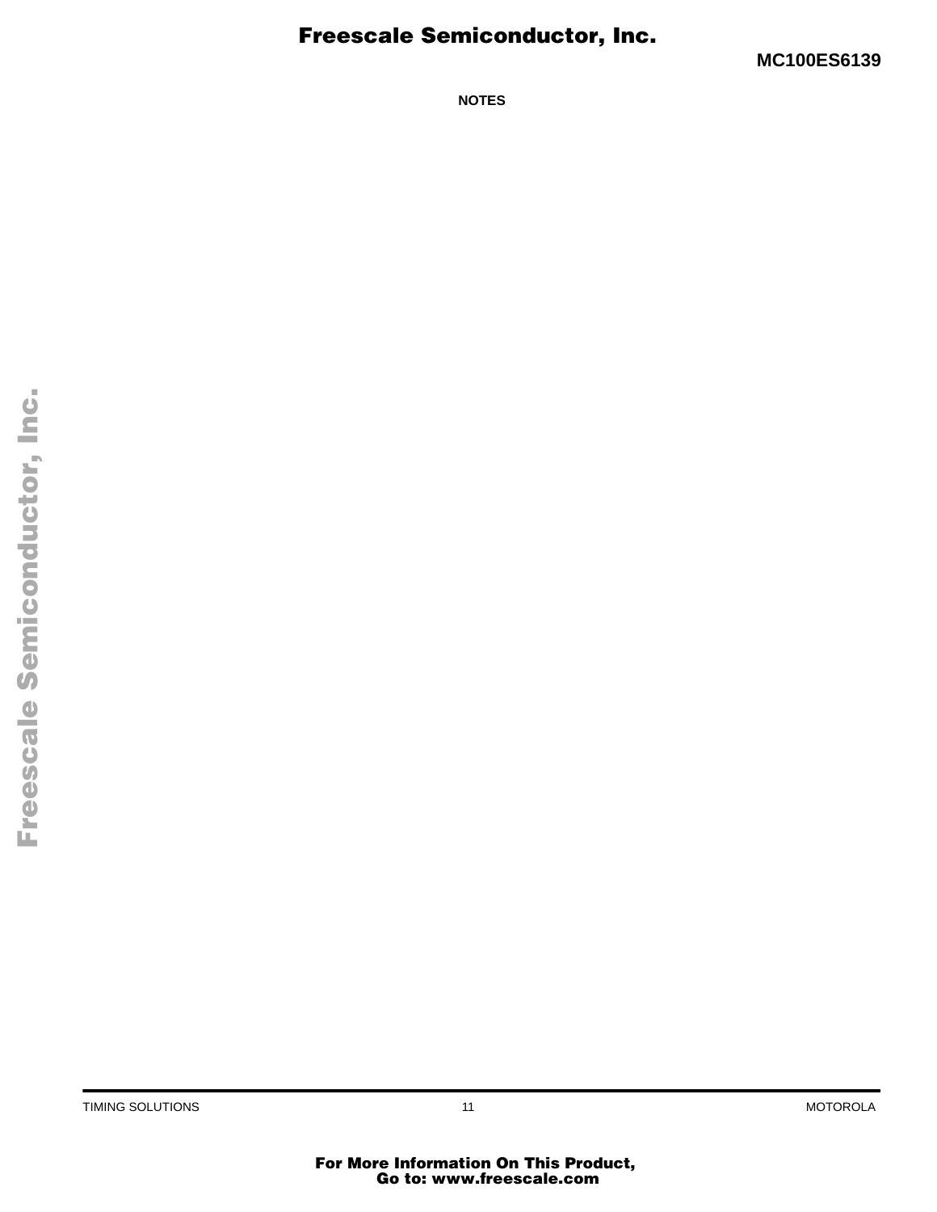**NOTES**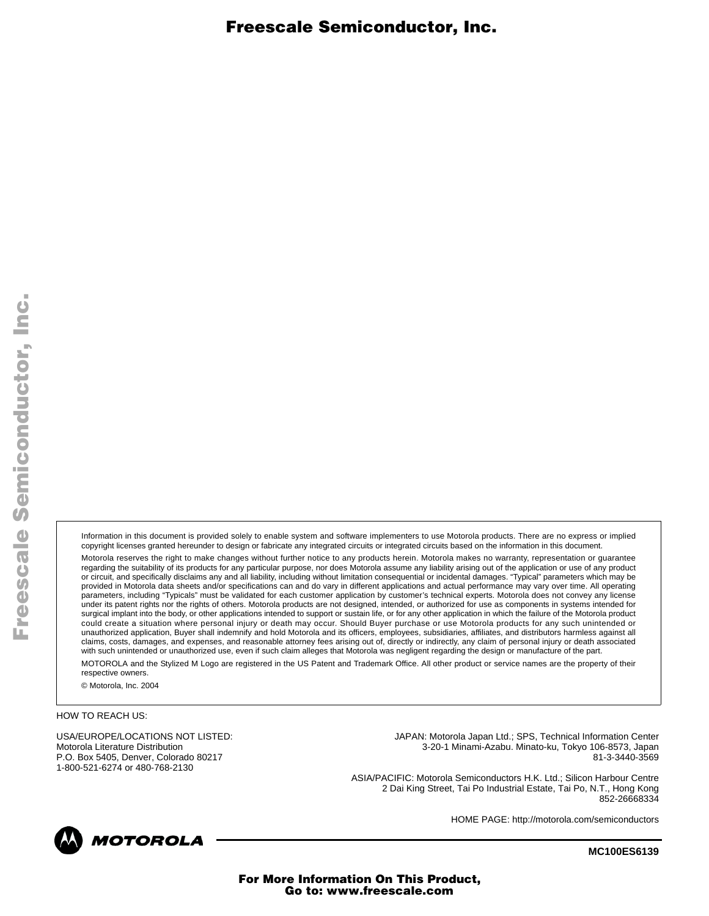Information in this document is provided solely to enable system and software implementers to use Motorola products. There are no express or implied copyright licenses granted hereunder to design or fabricate any integrated circuits or integrated circuits based on the information in this document.

Motorola reserves the right to make changes without further notice to any products herein. Motorola makes no warranty, representation or guarantee regarding the suitability of its products for any particular purpose, nor does Motorola assume any liability arising out of the application or use of any product or circuit, and specifically disclaims any and all liability, including without limitation consequential or incidental damages. “Typical” parameters which may be provided in Motorola data sheets and/or specifications can and do vary in different applications and actual performance may vary over time. All operating parameters, including “Typicals” must be validated for each customer application by customer’s technical experts. Motorola does not convey any license under its patent rights nor the rights of others. Motorola products are not designed, intended, or authorized for use as components in systems intended for surgical implant into the body, or other applications intended to support or sustain life, or for any other application in which the failure of the Motorola product could create a situation where personal injury or death may occur. Should Buyer purchase or use Motorola products for any such unintended or unauthorized application, Buyer shall indemnify and hold Motorola and its officers, employees, subsidiaries, affiliates, and distributors harmless against all claims, costs, damages, and expenses, and reasonable attorney fees arising out of, directly or indirectly, any claim of personal injury or death associated with such unintended or unauthorized use, even if such claim alleges that Motorola was negligent regarding the design or manufacture of the part.

MOTOROLA and the Stylized M Logo are registered in the US Patent and Trademark Office. All other product or service names are the property of their respective owners.

© Motorola, Inc. 2004

HOW TO REACH US:

USA/EUROPE/LOCATIONS NOT LISTED:
Motorola Literature Distribution
P.O. Box 5405, Denver, Colorado 80217
1-800-521-6274 or 480-768-2130

JAPAN: Motorola Japan Ltd.; SPS, Technical Information Center
3-20-1 Minami-Azabu. Minato-ku, Tokyo 106-8573, Japan
81-3-3440-3569

ASIA/PACIFIC: Motorola Semiconductors H.K. Ltd.; Silicon Harbour Centre
2 Dai King Street, Tai Po Industrial Estate, Tai Po, N.T., Hong Kong
852-26668334

HOME PAGE: http://motorola.com/semiconductors

MOTOROLA

MC100ES6139

For More Information On This Product,
Go to: www.freescale.com